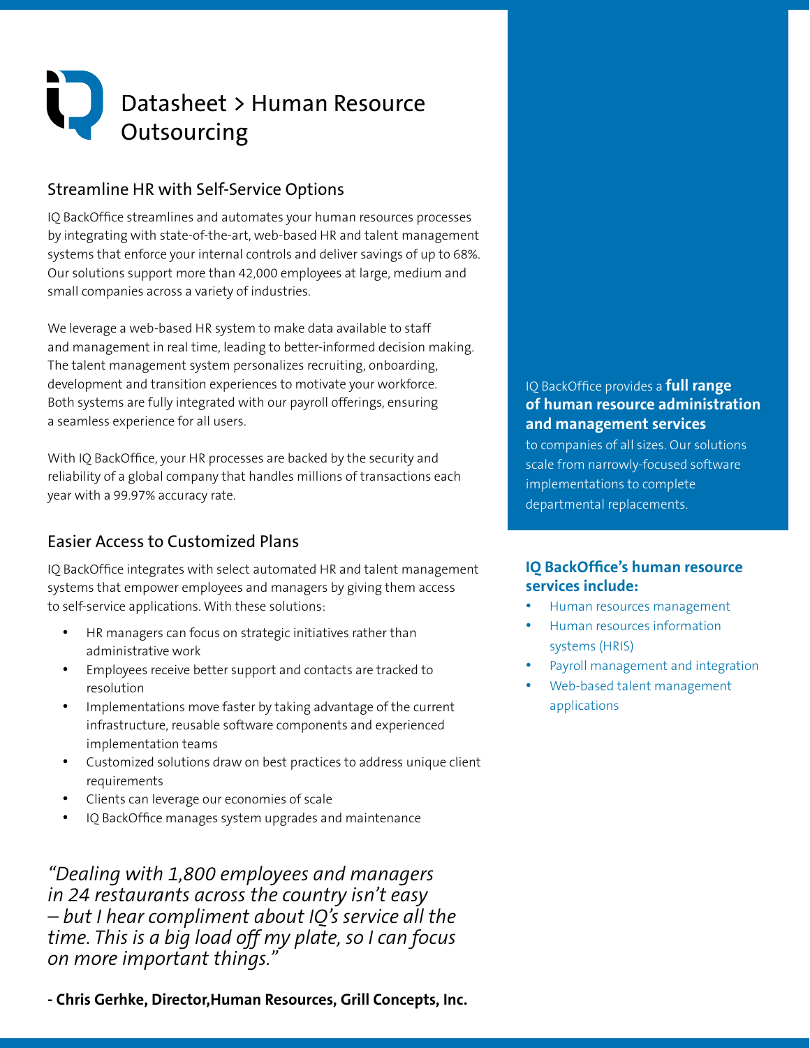# Datasheet > Human Resource Outsourcing

## Streamline HR with Self-Service Options

IQ BackOffice streamlines and automates your human resources processes by integrating with state-of-the-art, web-based HR and talent management systems that enforce your internal controls and deliver savings of up to 68%. Our solutions support more than 42,000 employees at large, medium and small companies across a variety of industries.

We leverage a web-based HR system to make data available to staff and management in real time, leading to better-informed decision making. The talent management system personalizes recruiting, onboarding, development and transition experiences to motivate your workforce. Both systems are fully integrated with our payroll offerings, ensuring a seamless experience for all users.

With IQ BackOffice, your HR processes are backed by the security and reliability of a global company that handles millions of transactions each year with a 99.97% accuracy rate.

## Easier Access to Customized Plans

IQ BackOffice integrates with select automated HR and talent management systems that empower employees and managers by giving them access to self-service applications. With these solutions:

- HR managers can focus on strategic initiatives rather than administrative work
- Employees receive better support and contacts are tracked to resolution
- Implementations move faster by taking advantage of the current infrastructure, reusable software components and experienced implementation teams
- Customized solutions draw on best practices to address unique client requirements
- Clients can leverage our economies of scale
- IQ BackOffice manages system upgrades and maintenance

*"Dealing with 1,800 employees and managers in 24 restaurants across the country isn't easy – but I hear compliment about IQ's service all the time. This is a big load off my plate, so I can focus on more important things."*

**- Chris Gerhke, Director,Human Resources, Grill Concepts, Inc.**

IQ BackOffice provides a **full range of human resource administration and management services** to companies of all sizes. Our solutions scale from narrowly-focused software implementations to complete departmental replacements.

**IQ BackOffice's human resource services include:**

- Human resources management
- Human resources information systems (HRIS)
- Payroll management and integration
- Web-based talent management applications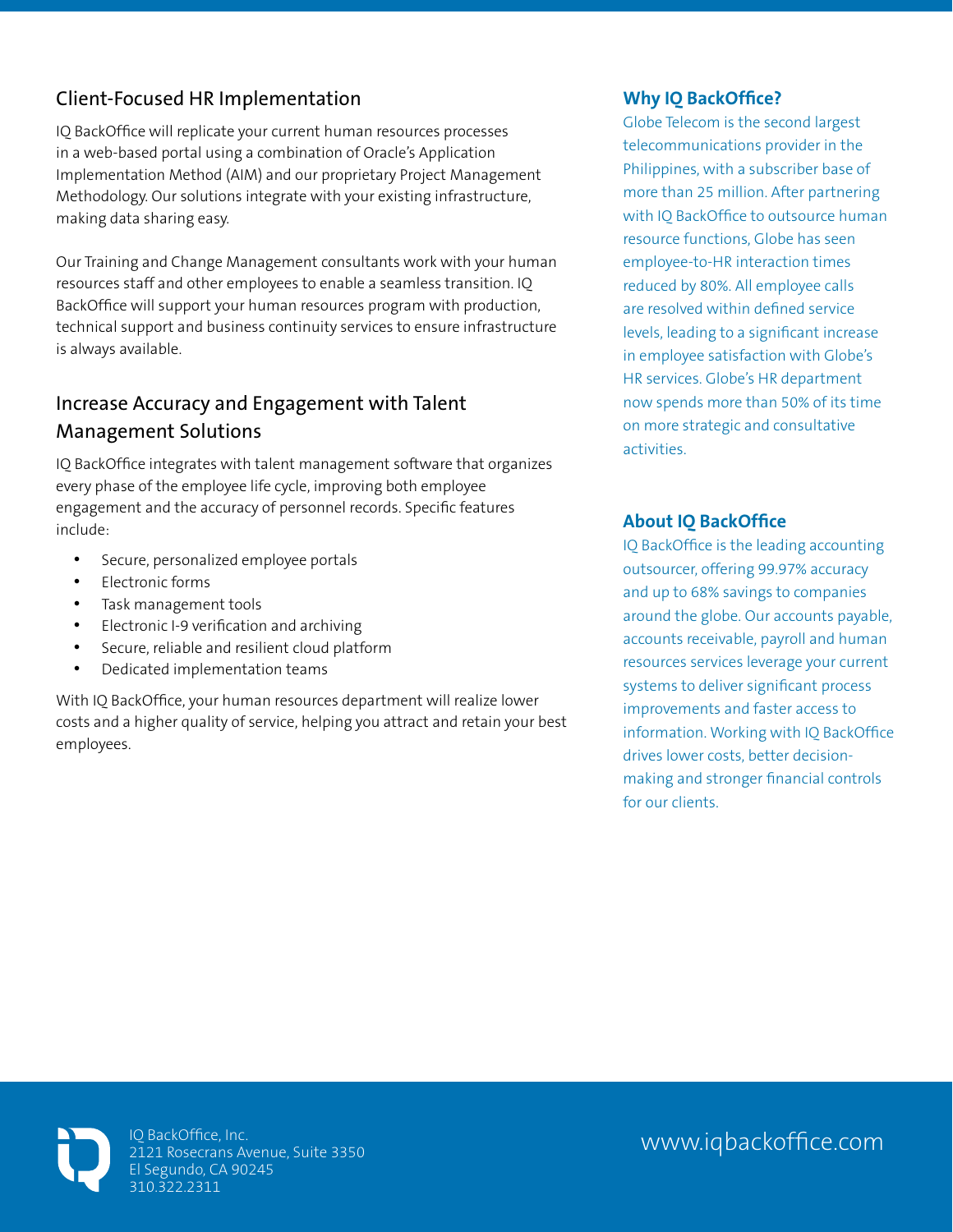## Client-Focused HR Implementation

IQ BackOffice will replicate your current human resources processes in a web-based portal using a combination of Oracle's Application Implementation Method (AIM) and our proprietary Project Management Methodology. Our solutions integrate with your existing infrastructure, making data sharing easy.

Our Training and Change Management consultants work with your human resources staff and other employees to enable a seamless transition. IQ BackOffice will support your human resources program with production, technical support and business continuity services to ensure infrastructure is always available.

## Increase Accuracy and Engagement with Talent Management Solutions

IQ BackOffice integrates with talent management software that organizes every phase of the employee life cycle, improving both employee engagement and the accuracy of personnel records. Specific features include:

- Secure, personalized employee portals
- Electronic forms
- Task management tools
- Electronic I-9 verification and archiving
- Secure, reliable and resilient cloud platform
- Dedicated implementation teams

With IQ BackOffice, your human resources department will realize lower costs and a higher quality of service, helping you attract and retain your best employees.

### Why IQ BackOffice?

Globe Telecom is the second largest telecommunications provider in the Philippines, with a subscriber base of more than 25 million. After partnering with IQ BackOffice to outsource human resource functions, Globe has seen employee-to-HR interaction times reduced by 80%. All employee calls are resolved within defined service levels, leading to a significant increase in employee satisfaction with Globe's HR services. Globe's HR department now spends more than 50% of its time on more strategic and consultative activities.

### About IQ BackOffice

IQ BackOffice is the leading accounting outsourcer, offering 99.97% accuracy and up to 68% savings to companies around the globe. Our accounts payable, accounts receivable, payroll and human resources services leverage your current systems to deliver significant process improvements and faster access to information. Working with IQ BackOffice drives lower costs, better decision-making and stronger financial controls for our clients.

IQ BackOffice, Inc.
2121 Rosecrans Avenue, Suite 3350
El Segundo, CA 90245
310.322.2311

www.iqbackoffice.com